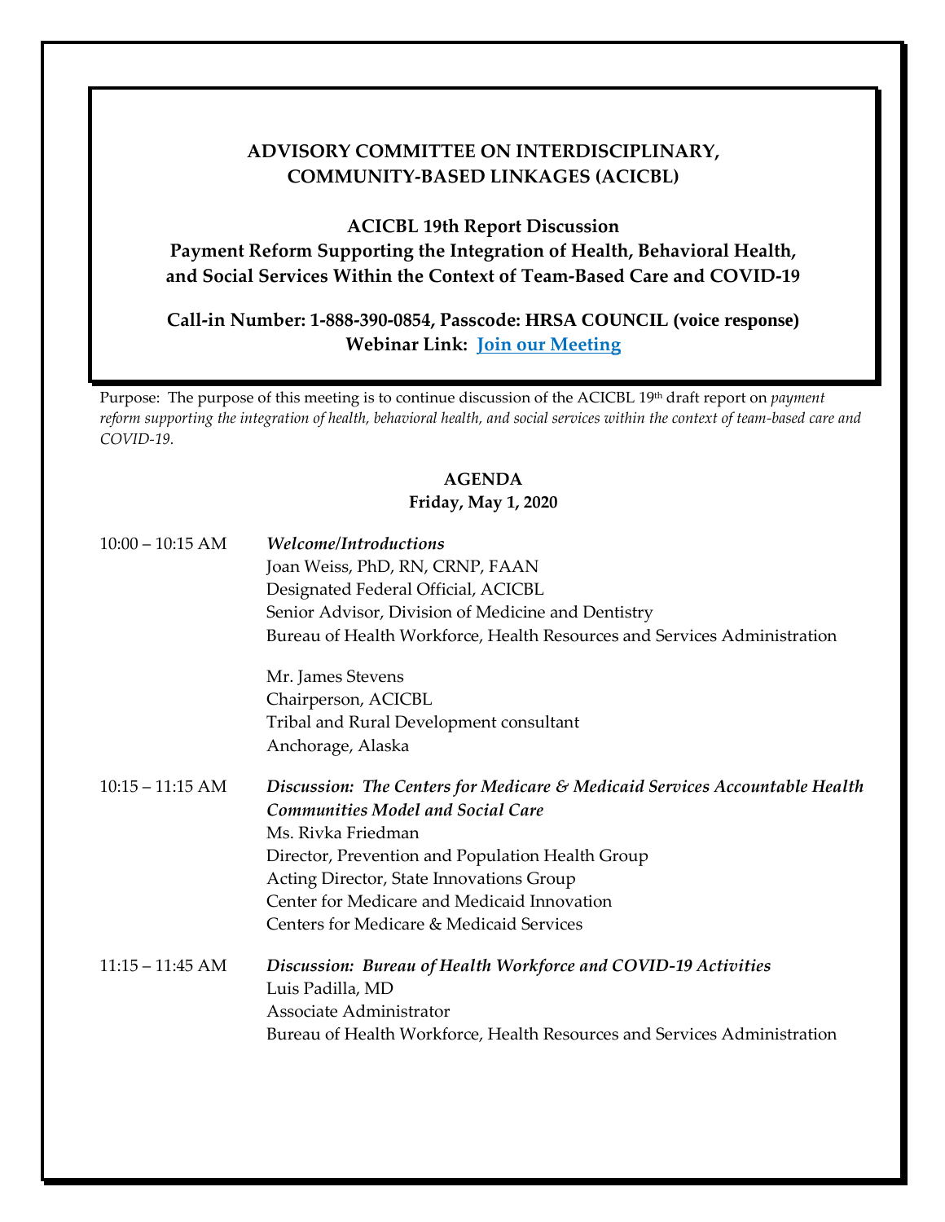# ADVISORY COMMITTEE ON INTERDISCIPLINARY, COMMUNITY-BASED LINKAGES (ACICBL)

## ACICBL 19th Report Discussion
## Payment Reform Supporting the Integration of Health, Behavioral Health, and Social Services Within the Context of Team-Based Care and COVID-19

**Call-in Number: 1-888-390-0854, Passcode: HRSA COUNCIL (voice response)**
**Webinar Link: Join our Meeting**

Purpose: The purpose of this meeting is to continue discussion of the ACICBL 19th draft report on *payment reform supporting the integration of health, behavioral health, and social services within the context of team-based care and COVID-19.*

**AGENDA**
**Friday, May 1, 2020**

10:00 – 10:15 AM ***Welcome/Introductions***
Joan Weiss, PhD, RN, CRNP, FAAN
Designated Federal Official, ACICBL
Senior Advisor, Division of Medicine and Dentistry
Bureau of Health Workforce, Health Resources and Services Administration

Mr. James Stevens
Chairperson, ACICBL
Tribal and Rural Development consultant
Anchorage, Alaska

10:15 – 11:15 AM ***Discussion: The Centers for Medicare & Medicaid Services Accountable Health Communities Model and Social Care***
Ms. Rivka Friedman
Director, Prevention and Population Health Group
Acting Director, State Innovations Group
Center for Medicare and Medicaid Innovation
Centers for Medicare & Medicaid Services

11:15 – 11:45 AM ***Discussion: Bureau of Health Workforce and COVID-19 Activities***
Luis Padilla, MD
Associate Administrator
Bureau of Health Workforce, Health Resources and Services Administration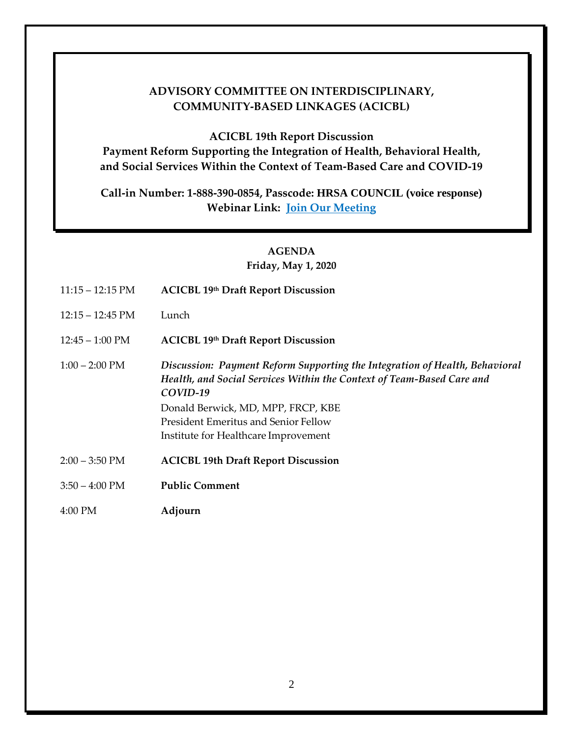**ADVISORY COMMITTEE ON INTERDISCIPLINARY, COMMUNITY-BASED LINKAGES (ACICBL)**

**ACICBL 19th Report Discussion**
**Payment Reform Supporting the Integration of Health, Behavioral Health, and Social Services Within the Context of Team-Based Care and COVID-19**

**Call-in Number: 1-888-390-0854, Passcode: HRSA COUNCIL (voice response)**
**Webinar Link: [Join Our Meeting]**

**AGENDA**
**Friday, May 1, 2020**

| | |
|---|---|
| 11:15 – 12:15 PM | **ACICBL 19th Draft Report Discussion** |
| 12:15 – 12:45 PM | Lunch |
| 12:45 – 1:00 PM | **ACICBL 19th Draft Report Discussion** |
| 1:00 – 2:00 PM | ***Discussion: Payment Reform Supporting the Integration of Health, Behavioral Health, and Social Services Within the Context of Team-Based Care and COVID-19*** Donald Berwick, MD, MPP, FRCP, KBE President Emeritus and Senior Fellow Institute for Healthcare Improvement |
| 2:00 – 3:50 PM | **ACICBL 19th Draft Report Discussion** |
| 3:50 – 4:00 PM | **Public Comment** |
| 4:00 PM | **Adjourn** |